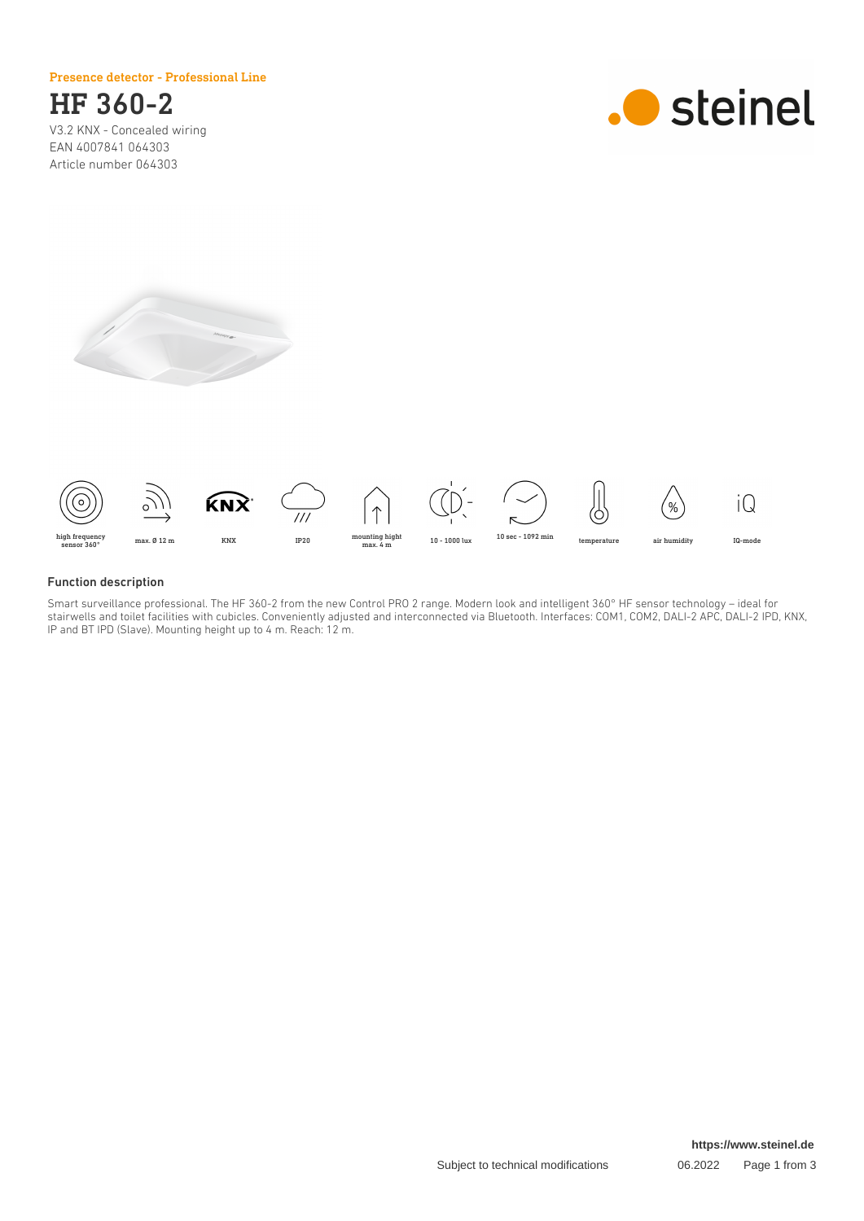**Presence detector - Professional Line**

# HF 360-2

V3.2 KNX - Concealed wiring
EAN 4007841 064303
Article number 064303

high frequency sensor 360° | max. Ø 12 m | KNX | IP20 | mounting hight max. 4 m | 10 - 1000 lux | 10 sec - 1092 min | temperature | air humidity | IQ-mode

## Function description

Smart surveillance professional. The HF 360-2 from the new Control PRO 2 range. Modern look and intelligent 360° HF sensor technology – ideal for stairwells and toilet facilities with cubicles. Conveniently adjusted and interconnected via Bluetooth. Interfaces: COM1, COM2, DALI-2 APC, DALI-2 IPD, KNX, IP and BT IPD (Slave). Mounting height up to 4 m. Reach: 12 m.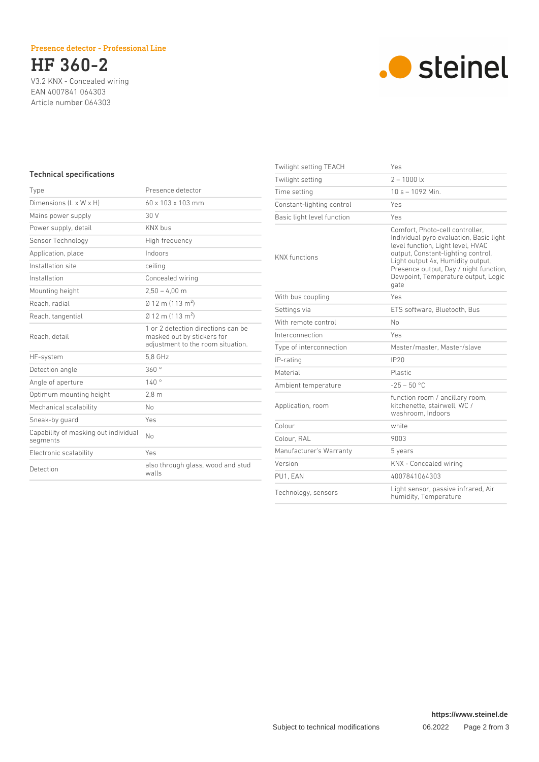Presence detector - Professional Line

# HF 360-2

V3.2 KNX - Concealed wiring
EAN 4007841 064303
Article number 064303

steinel

## Technical specifications

| | |
|---|---|
| Type | Presence detector |
| Dimensions (L x W x H) | 60 x 103 x 103 mm |
| Mains power supply | 30 V |
| Power supply, detail | KNX bus |
| Sensor Technology | High frequency |
| Application, place | Indoors |
| Installation site | ceiling |
| Installation | Concealed wiring |
| Mounting height | 2,50 – 4,00 m |
| Reach, radial | Ø 12 m (113 $m^2$) |
| Reach, tangential | Ø 12 m (113 $m^2$) |
| Reach, detail | 1 or 2 detection directions can be masked out by stickers for adjustment to the room situation. |
| HF-system | 5,8 GHz |
| Detection angle | 360 ° |
| Angle of aperture | 140 ° |
| Optimum mounting height | 2,8 m |
| Mechanical scalability | No |
| Sneak-by guard | Yes |
| Capability of masking out individual segments | No |
| Electronic scalability | Yes |
| Detection | also through glass, wood and stud walls |
| Twilight setting TEACH | Yes |
| Twilight setting | 2 – 1000 lx |
| Time setting | 10 s – 1092 Min. |
| Constant-lighting control | Yes |
| Basic light level function | Yes |
| KNX functions | Comfort, Photo-cell controller, Individual pyro evaluation, Basic light level function, Light level, HVAC output, Constant-lighting control, Light output 4x, Humidity output, Presence output, Day / night function, Dewpoint, Temperature output, Logic gate |
| With bus coupling | Yes |
| Settings via | ETS software, Bluetooth, Bus |
| With remote control | No |
| Interconnection | Yes |
| Type of interconnection | Master/master, Master/slave |
| IP-rating | IP20 |
| Material | Plastic |
| Ambient temperature | -25 – 50 °C |
| Application, room | function room / ancillary room, kitchenette, stairwell, WC / washroom, Indoors |
| Colour | white |
| Colour, RAL | 9003 |
| Manufacturer's Warranty | 5 years |
| Version | KNX - Concealed wiring |
| PU1, EAN | 4007841064303 |
| Technology, sensors | Light sensor, passive infrared, Air humidity, Temperature |

https://www.steinel.de

Subject to technical modifications 06.2022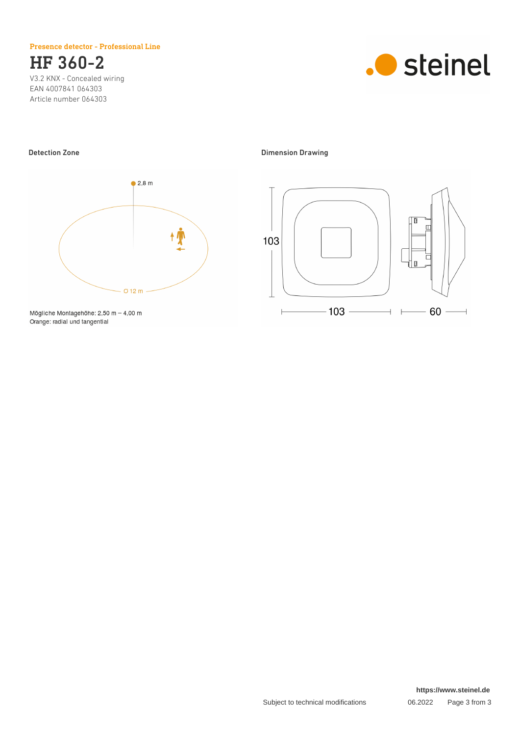Presence detector - Professional Line

# HF 360-2

V3.2 KNX - Concealed wiring
EAN 4007841 064303
Article number 064303

steinel

## Detection Zone

2,8 m

Ø 12 m

Mögliche Montagehöhe: 2,50 m – 4,00 m
Orange: radial und tangential

## Dimension Drawing

103

103

60

https://www.steinel.de

Subject to technical modifications

06.2022